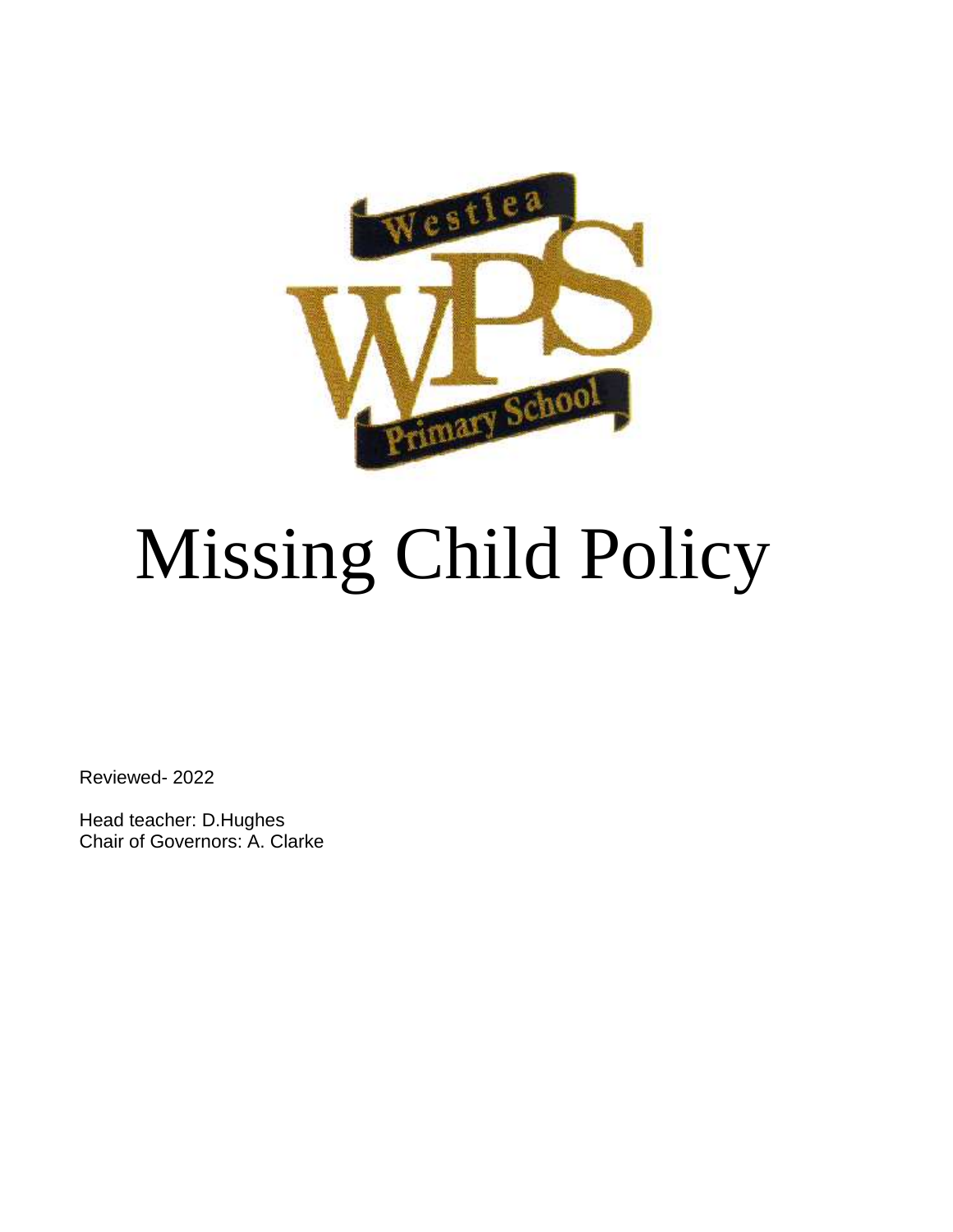# Missing Child Policy

Reviewed- 2022

Head teacher: D.Hughes
Chair of Governors: A. Clarke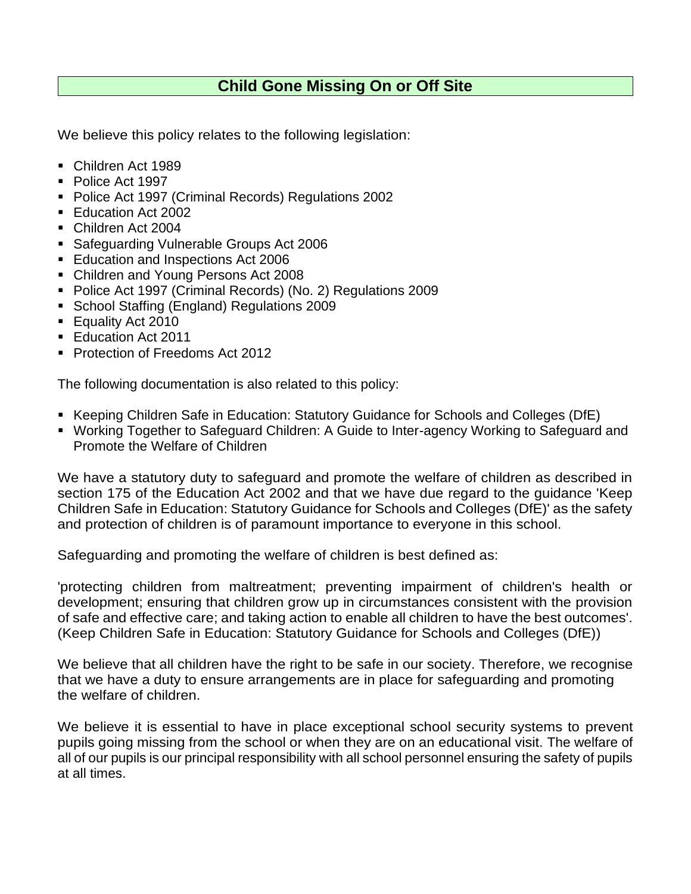# Child Gone Missing On or Off Site

We believe this policy relates to the following legislation:

- Children Act 1989
- Police Act 1997
- Police Act 1997 (Criminal Records) Regulations 2002
- Education Act 2002
- Children Act 2004
- Safeguarding Vulnerable Groups Act 2006
- Education and Inspections Act 2006
- Children and Young Persons Act 2008
- Police Act 1997 (Criminal Records) (No. 2) Regulations 2009
- School Staffing (England) Regulations 2009
- Equality Act 2010
- Education Act 2011
- Protection of Freedoms Act 2012

The following documentation is also related to this policy:

- Keeping Children Safe in Education: Statutory Guidance for Schools and Colleges (DfE)
- Working Together to Safeguard Children: A Guide to Inter-agency Working to Safeguard and Promote the Welfare of Children

We have a statutory duty to safeguard and promote the welfare of children as described in section 175 of the Education Act 2002 and that we have due regard to the guidance 'Keep Children Safe in Education: Statutory Guidance for Schools and Colleges (DfE)' as the safety and protection of children is of paramount importance to everyone in this school.

Safeguarding and promoting the welfare of children is best defined as:

'protecting children from maltreatment; preventing impairment of children's health or development; ensuring that children grow up in circumstances consistent with the provision of safe and effective care; and taking action to enable all children to have the best outcomes'. (Keep Children Safe in Education: Statutory Guidance for Schools and Colleges (DfE))

We believe that all children have the right to be safe in our society. Therefore, we recognise that we have a duty to ensure arrangements are in place for safeguarding and promoting the welfare of children.

We believe it is essential to have in place exceptional school security systems to prevent pupils going missing from the school or when they are on an educational visit. The welfare of all of our pupils is our principal responsibility with all school personnel ensuring the safety of pupils at all times.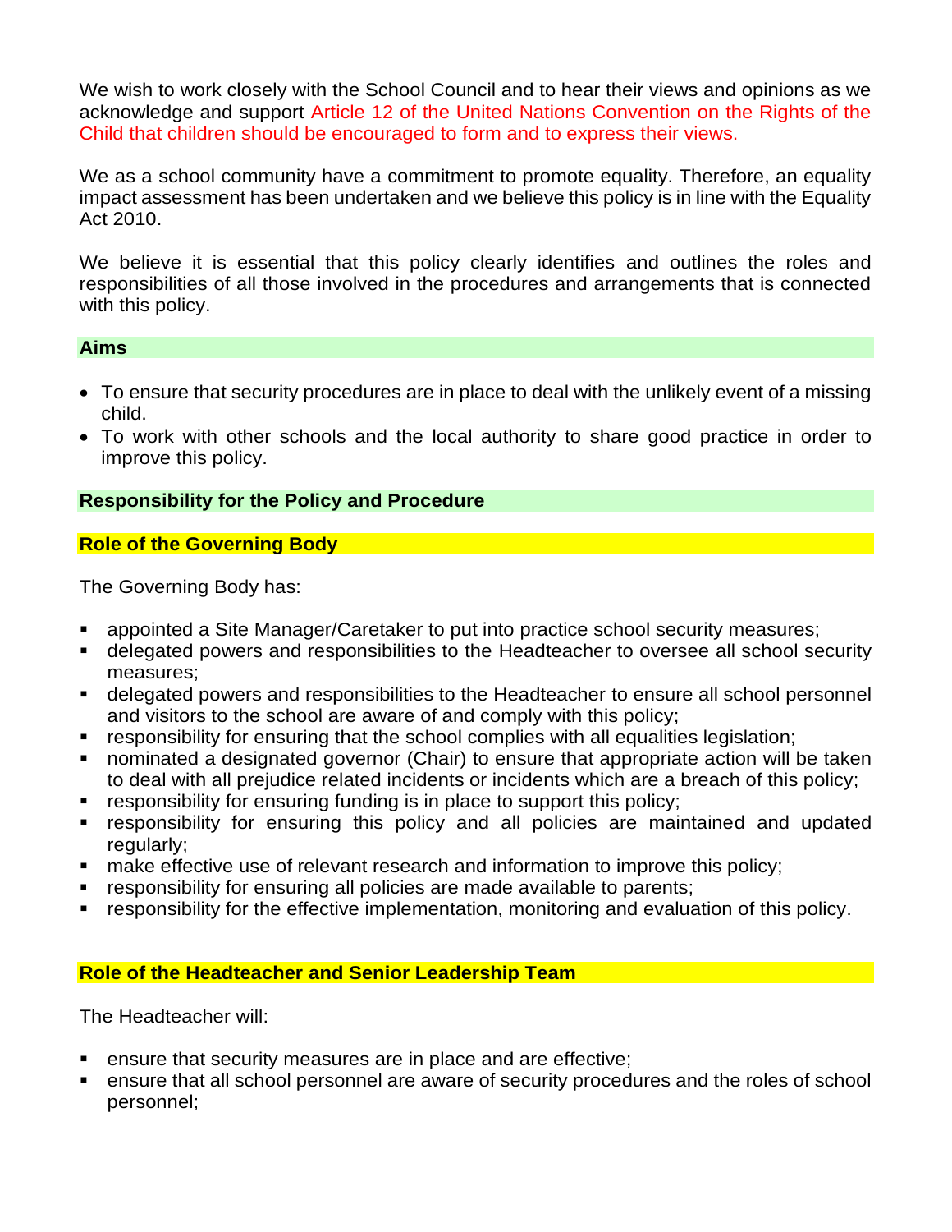We wish to work closely with the School Council and to hear their views and opinions as we acknowledge and support Article 12 of the United Nations Convention on the Rights of the Child that children should be encouraged to form and to express their views.

We as a school community have a commitment to promote equality. Therefore, an equality impact assessment has been undertaken and we believe this policy is in line with the Equality Act 2010.

We believe it is essential that this policy clearly identifies and outlines the roles and responsibilities of all those involved in the procedures and arrangements that is connected with this policy.

## Aims

- To ensure that security procedures are in place to deal with the unlikely event of a missing child.
- To work with other schools and the local authority to share good practice in order to improve this policy.

## Responsibility for the Policy and Procedure

### Role of the Governing Body

The Governing Body has:

- appointed a Site Manager/Caretaker to put into practice school security measures;
- delegated powers and responsibilities to the Headteacher to oversee all school security measures;
- delegated powers and responsibilities to the Headteacher to ensure all school personnel and visitors to the school are aware of and comply with this policy;
- responsibility for ensuring that the school complies with all equalities legislation;
- nominated a designated governor (Chair) to ensure that appropriate action will be taken to deal with all prejudice related incidents or incidents which are a breach of this policy;
- responsibility for ensuring funding is in place to support this policy;
- responsibility for ensuring this policy and all policies are maintained and updated regularly;
- make effective use of relevant research and information to improve this policy;
- responsibility for ensuring all policies are made available to parents;
- responsibility for the effective implementation, monitoring and evaluation of this policy.

### Role of the Headteacher and Senior Leadership Team

The Headteacher will:

- ensure that security measures are in place and are effective;
- ensure that all school personnel are aware of security procedures and the roles of school personnel;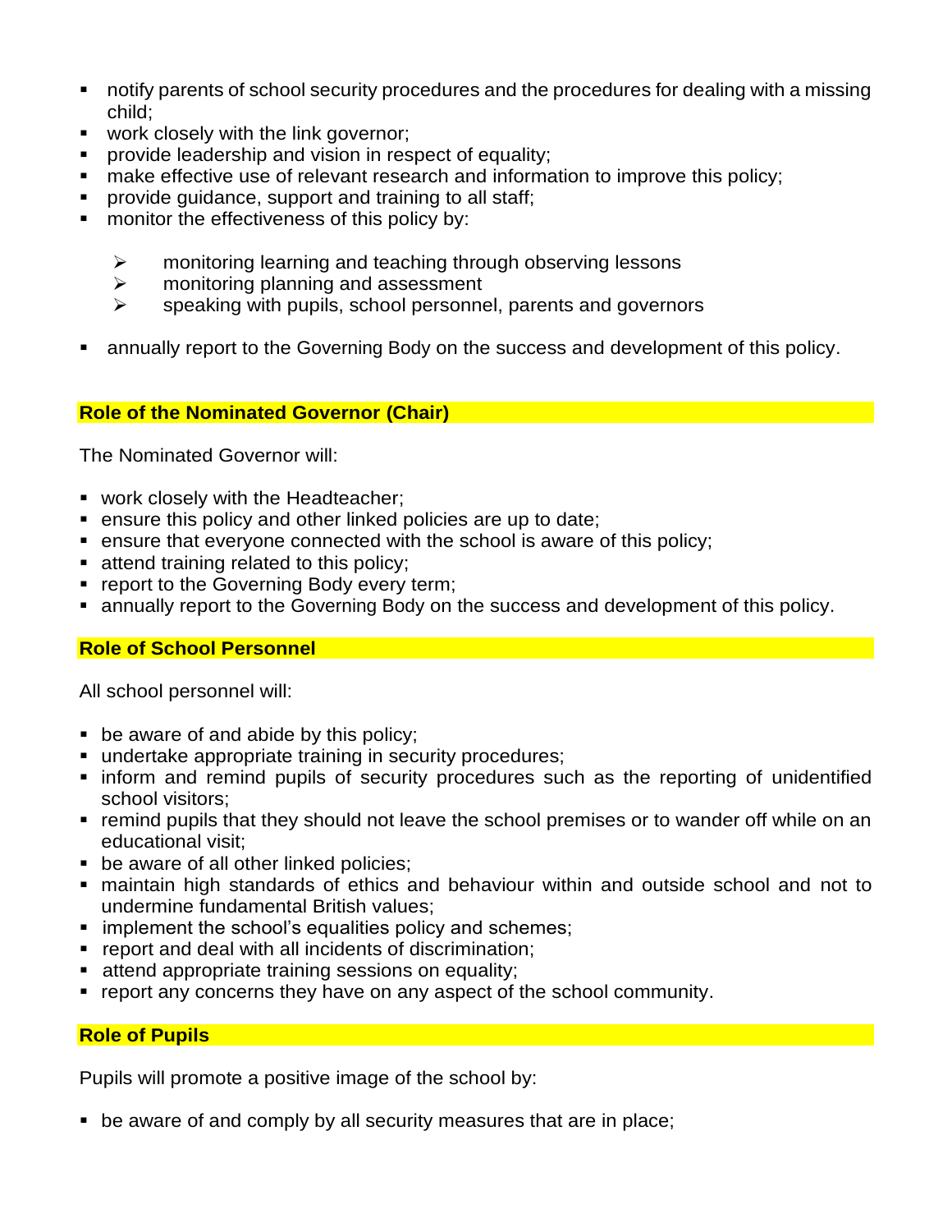- notify parents of school security procedures and the procedures for dealing with a missing child;
- work closely with the link governor;
- provide leadership and vision in respect of equality;
- make effective use of relevant research and information to improve this policy;
- provide guidance, support and training to all staff;
- monitor the effectiveness of this policy by:
    - monitoring learning and teaching through observing lessons
    - monitoring planning and assessment
    - speaking with pupils, school personnel, parents and governors
- annually report to the Governing Body on the success and development of this policy.

## Role of the Nominated Governor (Chair)

The Nominated Governor will:

- work closely with the Headteacher;
- ensure this policy and other linked policies are up to date;
- ensure that everyone connected with the school is aware of this policy;
- attend training related to this policy;
- report to the Governing Body every term;
- annually report to the Governing Body on the success and development of this policy.

## Role of School Personnel

All school personnel will:

- be aware of and abide by this policy;
- undertake appropriate training in security procedures;
- inform and remind pupils of security procedures such as the reporting of unidentified school visitors;
- remind pupils that they should not leave the school premises or to wander off while on an educational visit;
- be aware of all other linked policies;
- maintain high standards of ethics and behaviour within and outside school and not to undermine fundamental British values;
- implement the school's equalities policy and schemes;
- report and deal with all incidents of discrimination;
- attend appropriate training sessions on equality;
- report any concerns they have on any aspect of the school community.

## Role of Pupils

Pupils will promote a positive image of the school by:

- be aware of and comply by all security measures that are in place;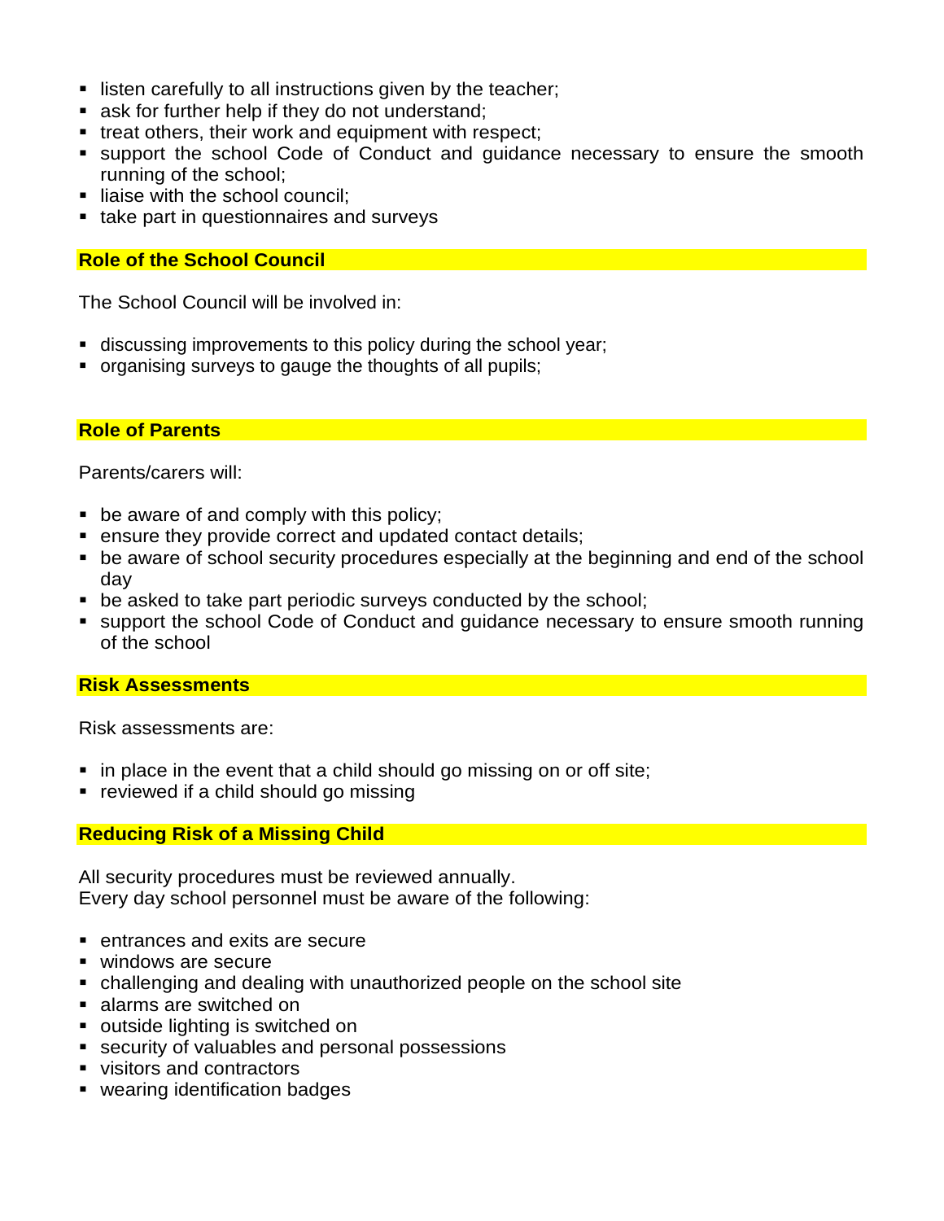- listen carefully to all instructions given by the teacher;
- ask for further help if they do not understand;
- treat others, their work and equipment with respect;
- support the school Code of Conduct and guidance necessary to ensure the smooth running of the school;
- liaise with the school council;
- take part in questionnaires and surveys

## Role of the School Council

The School Council will be involved in:

- discussing improvements to this policy during the school year;
- organising surveys to gauge the thoughts of all pupils;

## Role of Parents

Parents/carers will:

- be aware of and comply with this policy;
- ensure they provide correct and updated contact details;
- be aware of school security procedures especially at the beginning and end of the school day
- be asked to take part periodic surveys conducted by the school;
- support the school Code of Conduct and guidance necessary to ensure smooth running of the school

## Risk Assessments

Risk assessments are:

- in place in the event that a child should go missing on or off site;
- reviewed if a child should go missing

## Reducing Risk of a Missing Child

All security procedures must be reviewed annually.
Every day school personnel must be aware of the following:

- entrances and exits are secure
- windows are secure
- challenging and dealing with unauthorized people on the school site
- alarms are switched on
- outside lighting is switched on
- security of valuables and personal possessions
- visitors and contractors
- wearing identification badges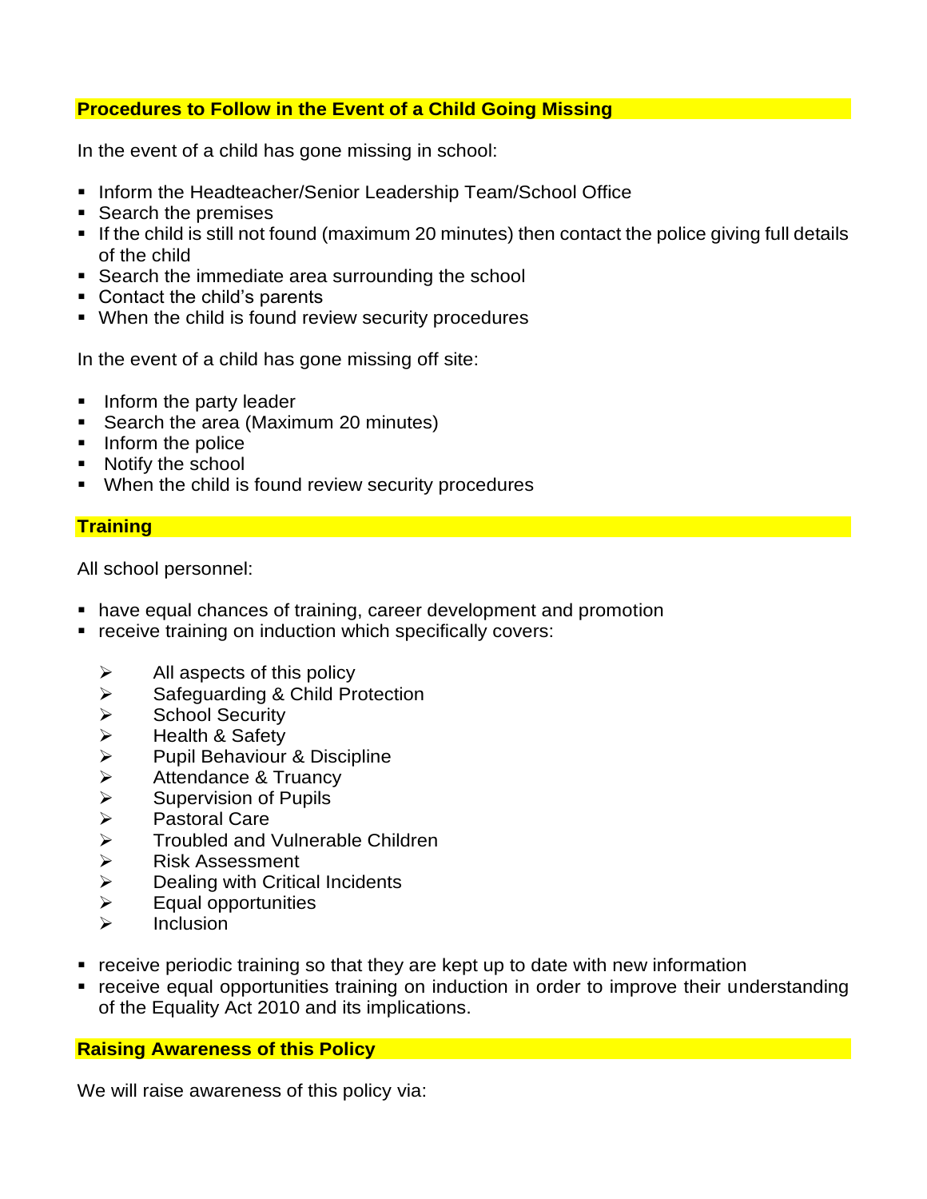## Procedures to Follow in the Event of a Child Going Missing

In the event of a child has gone missing in school:

- Inform the Headteacher/Senior Leadership Team/School Office
- Search the premises
- If the child is still not found (maximum 20 minutes) then contact the police giving full details of the child
- Search the immediate area surrounding the school
- Contact the child's parents
- When the child is found review security procedures

In the event of a child has gone missing off site:

- Inform the party leader
- Search the area (Maximum 20 minutes)
- Inform the police
- Notify the school
- When the child is found review security procedures

## Training

All school personnel:

- have equal chances of training, career development and promotion
- receive training on induction which specifically covers:
  - All aspects of this policy
  - Safeguarding & Child Protection
  - School Security
  - Health & Safety
  - Pupil Behaviour & Discipline
  - Attendance & Truancy
  - Supervision of Pupils
  - Pastoral Care
  - Troubled and Vulnerable Children
  - Risk Assessment
  - Dealing with Critical Incidents
  - Equal opportunities
  - Inclusion
- receive periodic training so that they are kept up to date with new information
- receive equal opportunities training on induction in order to improve their understanding of the Equality Act 2010 and its implications.

## Raising Awareness of this Policy

We will raise awareness of this policy via: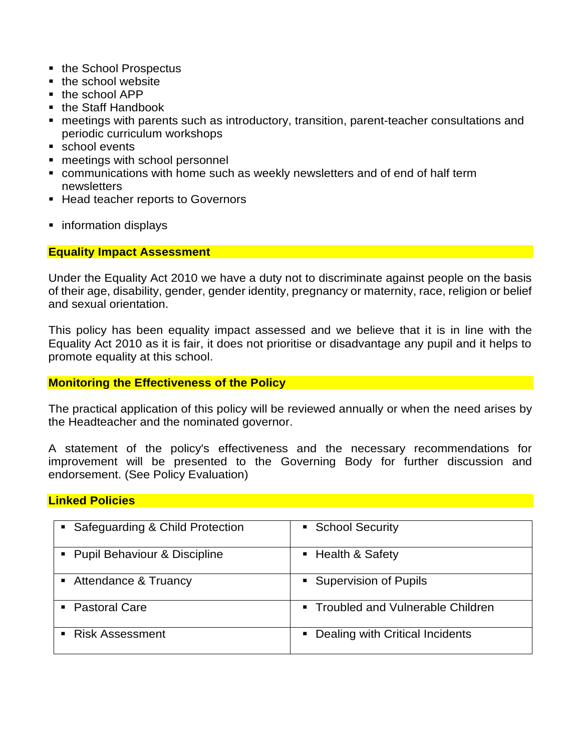- the School Prospectus
- the school website
- the school APP
- the Staff Handbook
- meetings with parents such as introductory, transition, parent-teacher consultations and periodic curriculum workshops
- school events
- meetings with school personnel
- communications with home such as weekly newsletters and of end of half term newsletters
- Head teacher reports to Governors

- information displays

## Equality Impact Assessment

Under the Equality Act 2010 we have a duty not to discriminate against people on the basis of their age, disability, gender, gender identity, pregnancy or maternity, race, religion or belief and sexual orientation.

This policy has been equality impact assessed and we believe that it is in line with the Equality Act 2010 as it is fair, it does not prioritise or disadvantage any pupil and it helps to promote equality at this school.

## Monitoring the Effectiveness of the Policy

The practical application of this policy will be reviewed annually or when the need arises by the Headteacher and the nominated governor.

A statement of the policy's effectiveness and the necessary recommendations for improvement will be presented to the Governing Body for further discussion and endorsement. (See Policy Evaluation)

## Linked Policies

| | |
|---|---|
| ▪ Safeguarding & Child Protection | ▪ School Security |
| ▪ Pupil Behaviour & Discipline | ▪ Health & Safety |
| ▪ Attendance & Truancy | ▪ Supervision of Pupils |
| ▪ Pastoral Care | ▪ Troubled and Vulnerable Children |
| ▪ Risk Assessment | ▪ Dealing with Critical Incidents |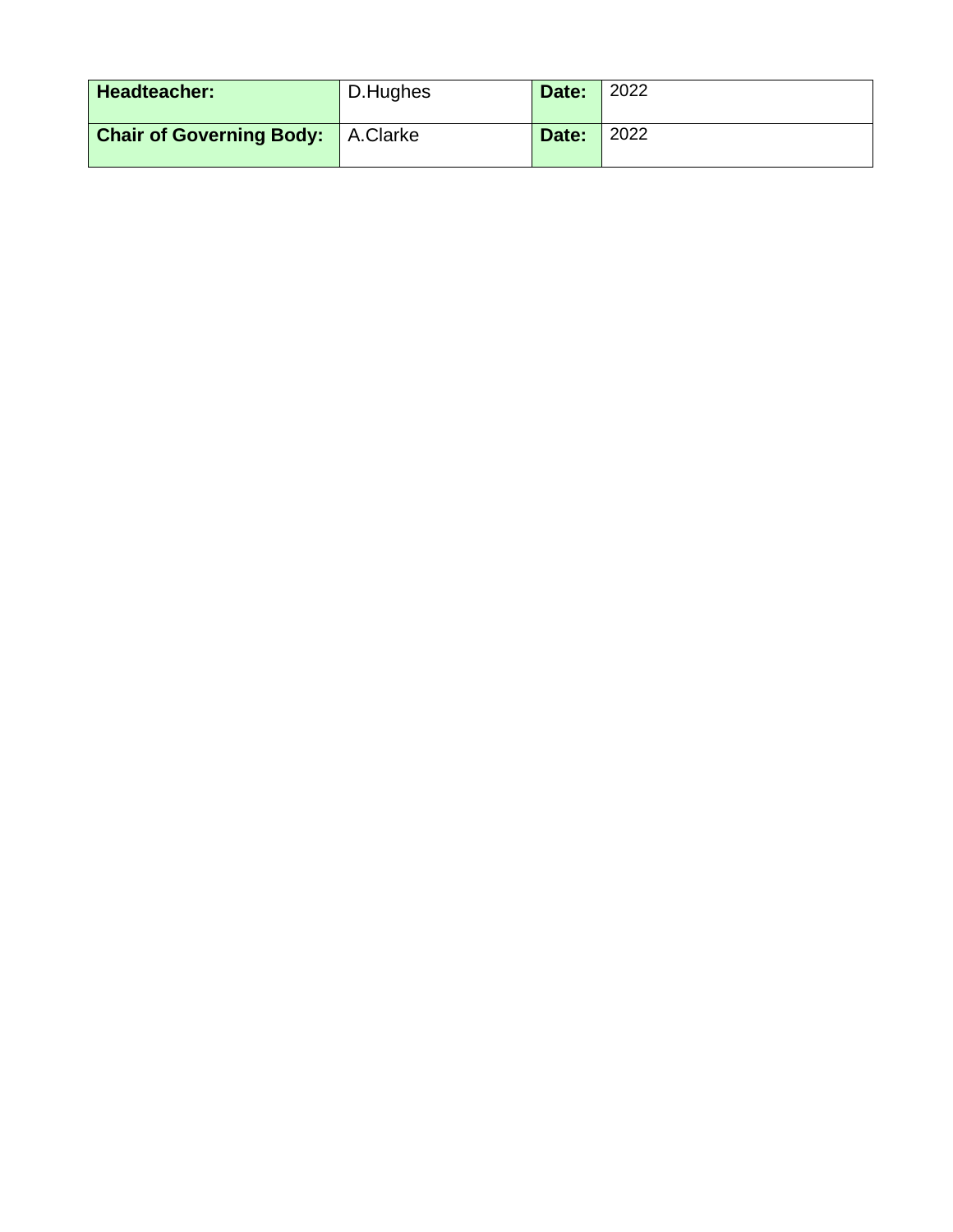| | | | |
|---|---|---|---|
| **Headteacher:** | D.Hughes | **Date:** | 2022 |
| **Chair of Governing Body:** | A.Clarke | **Date:** | 2022 |